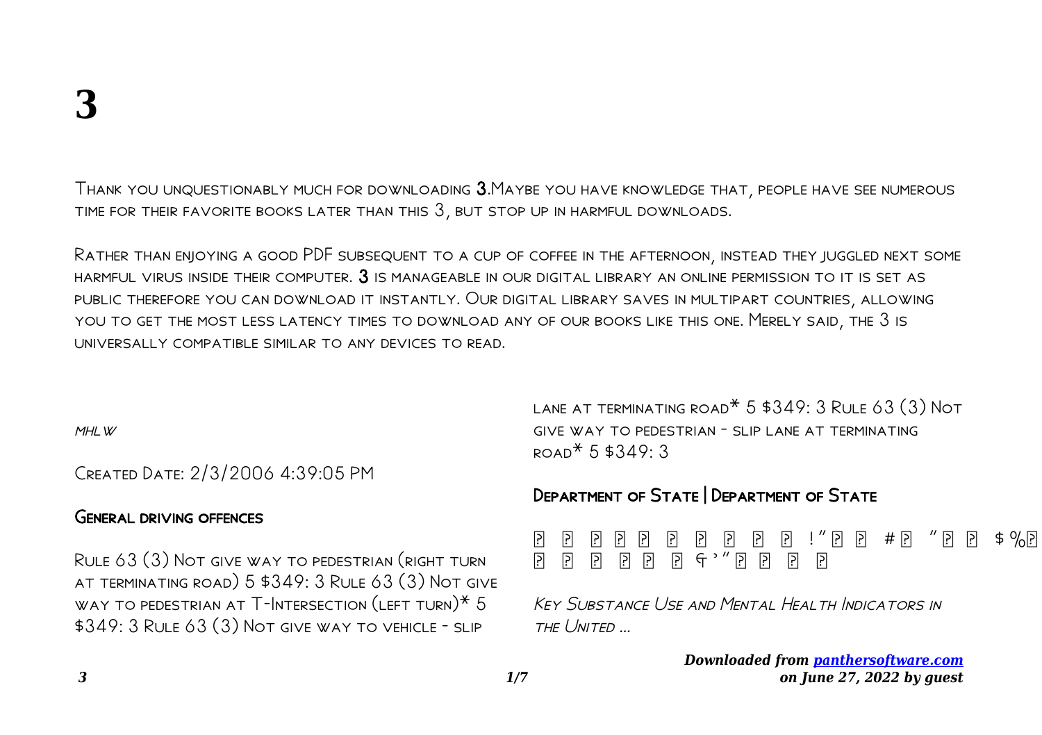# 3

Thank you unquestionably much for downloading **3**.Maybe you have knowledge that, people have see numerous time for their favorite books later than this 3, but stop up in harmful downloads.

Rather than enjoying a good PDF subsequent to a cup of coffee in the afternoon, instead they juggled next some harmful virus inside their computer. **3** is manageable in our digital library an online permission to it is set as public therefore you can download it instantly. Our digital library saves in multipart countries, allowing you to get the most less latency times to download any of our books like this one. Merely said, the 3 is universally compatible similar to any devices to read.

*mhlw*

Created Date: 2/3/2006 4:39:05 PM

### General driving offences

Rule 63 (3) Not give way to pedestrian (right turn at terminating road) 5 $349: 3 Rule 63 (3) Not give way to pedestrian at T-Intersection (left turn)* 5 $349: 3 Rule 63 (3) Not give way to vehicle - slip lane at terminating road* 5 $349: 3 Rule 63 (3) Not give way to pedestrian - slip lane at terminating road* 5 $349: 3

### Department of State | Department of State

� � � � � � � � � � !"� � #� "� � $%� � � � � � � � ꟻ'"� � � �

*Key Substance Use and Mental Health Indicators in the United ...*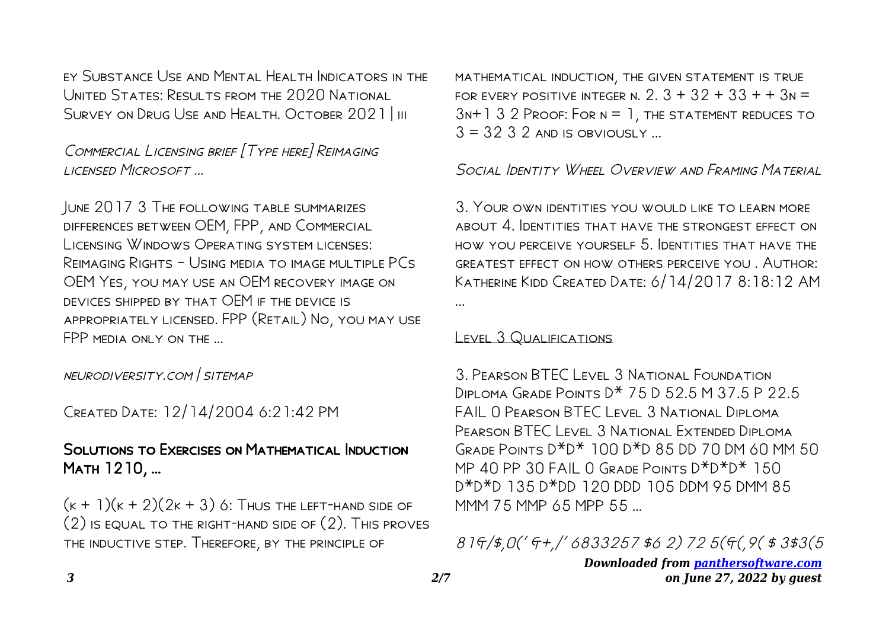ey Substance Use and Mental Health Indicators in the United States: Results from the 2020 National Survey on Drug Use and Health. October 2021 | iii

*Commercial Licensing brief [Type here] Reimaging licensed Microsoft ...*

June 2017 3 The following table summarizes differences between OEM, FPP, and Commercial Licensing Windows Operating system licenses: Reimaging Rights – Using media to image multiple PCs OEM Yes, you may use an OEM recovery image on devices shipped by that OEM if the device is appropriately licensed. FPP (Retail) No, you may use FPP media only on the ...

*neurodiversity.com | sitemap*

Created Date: 12/14/2004 6:21:42 PM

## Solutions to Exercises on Mathematical Induction Math 1210, ...

(k + 1)(k + 2)(2k + 3) 6: Thus the left-hand side of (2) is equal to the right-hand side of (2). This proves the inductive step. Therefore, by the principle of mathematical induction, the given statement is true for every positive integer n. 2. 3 + 32 + 33 + + 3n = 3n+1 3 2 Proof: For n = 1, the statement reduces to 3 = 32 3 2 and is obviously ...

*Social Identity Wheel Overview and Framing Material*

3. Your own identities you would like to learn more about 4. Identities that have the strongest effect on how you perceive yourself 5. Identities that have the greatest effect on how others perceive you . Author: Katherine Kidd Created Date: 6/14/2017 8:18:12 AM ...

Level 3 Qualifications

3. Pearson BTEC Level 3 National Foundation Diploma Grade Points D* 75 D 52.5 M 37.5 P 22.5 FAIL 0 Pearson BTEC Level 3 National Diploma Pearson BTEC Level 3 National Extended Diploma Grade Points D*D* 100 D*D 85 DD 70 DM 60 MM 50 MP 40 PP 30 FAIL 0 Grade Points D*D*D* 150 D*D*D 135 D*DD 120 DDD 105 DDM 95 DMM 85 MMM 75 MMP 65 MPP 55 ...

*81Ǧ/$,0(' Ǧ+,/' 6833257 $6 2) 72 5(Ǧ(,9( $ 3$3(5*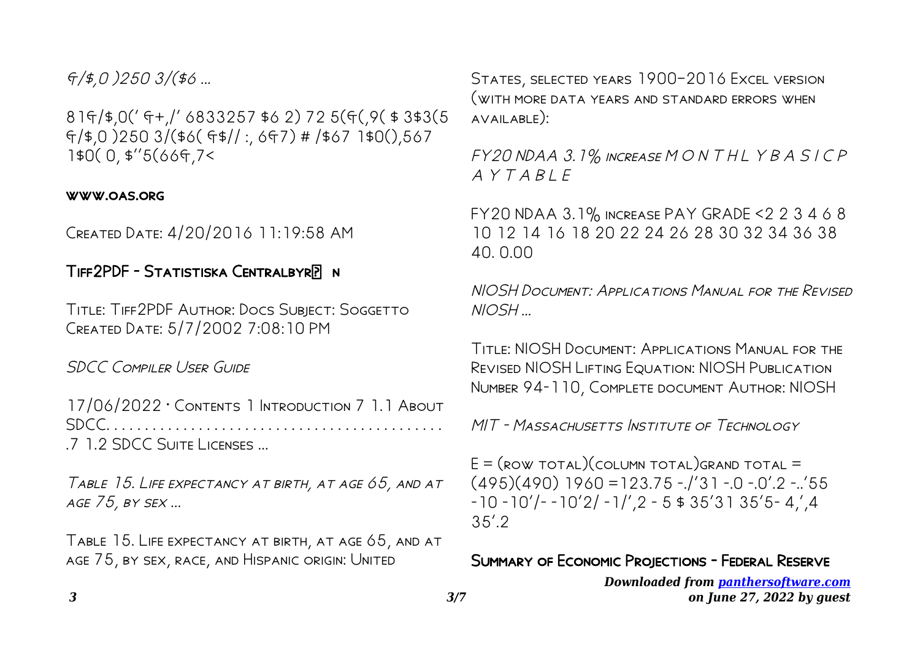*ꟻ/$,0 )250 3/($6 ...*

81ꟻ/$,0(' ꟻ+,/' 6833257 $6 2) 72 5(ꟻ(,9( $ 3$3(5 ꟻ/$,0 )250 3/($6( ꟻ$// :, 6ꟻ7) # /$67 1$0(),567 1$0( 0, $''5(66ꟻ,7<

**www.oas.org**

Created Date: 4/20/2016 11:19:58 AM

## Tiff2PDF - Statistiska Centralbyr� n

Title: Tiff2PDF Author: Docs Subject: Soggetto Created Date: 5/7/2002 7:08:10 PM

*SDCC Compiler User Guide*

17/06/2022 · Contents 1 Introduction 7 1.1 About SDCC. . . . . . . . . . . . . . . . . . . . . . . . . . . . . . . . . . . . . . . . . . . .7 1.2 SDCC Suite Licenses ...

*Table 15. Life expectancy at birth, at age 65, and at age 75, by sex ...*

Table 15. Life expectancy at birth, at age 65, and at age 75, by sex, race, and Hispanic origin: United States, selected years 1900–2016 Excel version (with more data years and standard errors when available):

*FY20 NDAA 3.1% increase M O N T H L Y B A S I C P A Y T A B L E*

FY20 NDAA 3.1% increase PAY GRADE <2 2 3 4 6 8 10 12 14 16 18 20 22 24 26 28 30 32 34 36 38 40. 0.00

*NIOSH Document: Applications Manual for the Revised NIOSH ...*

Title: NIOSH Document: Applications Manual for the Revised NIOSH Lifting Equation: NIOSH Publication Number 94-110, Complete document Author: NIOSH

*MIT - Massachusetts Institute of Technology*

E = (row total)(column total)grand total = (495)(490) 1960 =123.75 -./'31 -.0 -.0'.2 -..'55 -10 -10'/- -10'2/ -1/',2 - 5 $ 35'31 35'5- 4,',4 35'.2

## Summary of Economic Projections - Federal Reserve

*Downloaded from panthersoftware.com on June 27, 2022 by guest*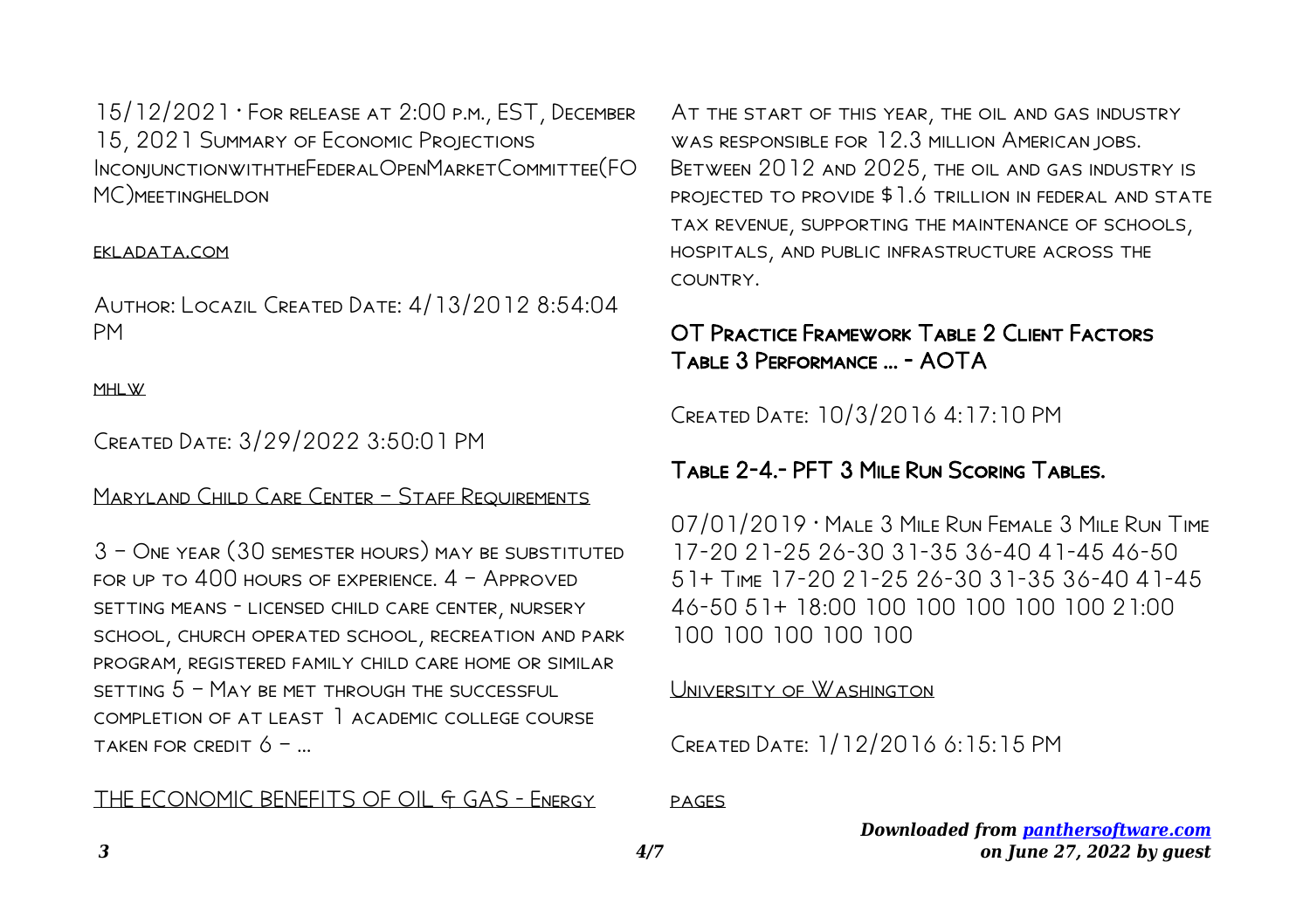15/12/2021 · For release at 2:00 p.m., EST, December 15, 2021 Summary of Economic Projections InconjunctionwiththeFederalOpenMarketCommittee(FOMC)meetingheldon

ekladata.com

Author: Locazil Created Date: 4/13/2012 8:54:04 PM

mhlw

Created Date: 3/29/2022 3:50:01 PM

Maryland Child Care Center – Staff Requirements

3 – One year (30 semester hours) may be substituted for up to 400 hours of experience. 4 – Approved setting means - licensed child care center, nursery school, church operated school, recreation and park program, registered family child care home or similar setting 5 – May be met through the successful completion of at least 1 academic college course taken for credit 6 – …

THE ECONOMIC BENEFITS OF OIL & GAS - Energy

At the start of this year, the oil and gas industry was responsible for 12.3 million American jobs. Between 2012 and 2025, the oil and gas industry is projected to provide $1.6 trillion in federal and state tax revenue, supporting the maintenance of schools, hospitals, and public infrastructure across the country.

## OT Practice Framework Table 2 Client Factors Table 3 Performance ... - AOTA

Created Date: 10/3/2016 4:17:10 PM

## Table 2-4.- PFT 3 Mile Run Scoring Tables.

07/01/2019 · Male 3 Mile Run Female 3 Mile Run Time 17-20 21-25 26-30 31-35 36-40 41-45 46-50 51+ Time 17-20 21-25 26-30 31-35 36-40 41-45 46-50 51+ 18:00 100 100 100 100 100 21:00 100 100 100 100 100

University of Washington

Created Date: 1/12/2016 6:15:15 PM

pages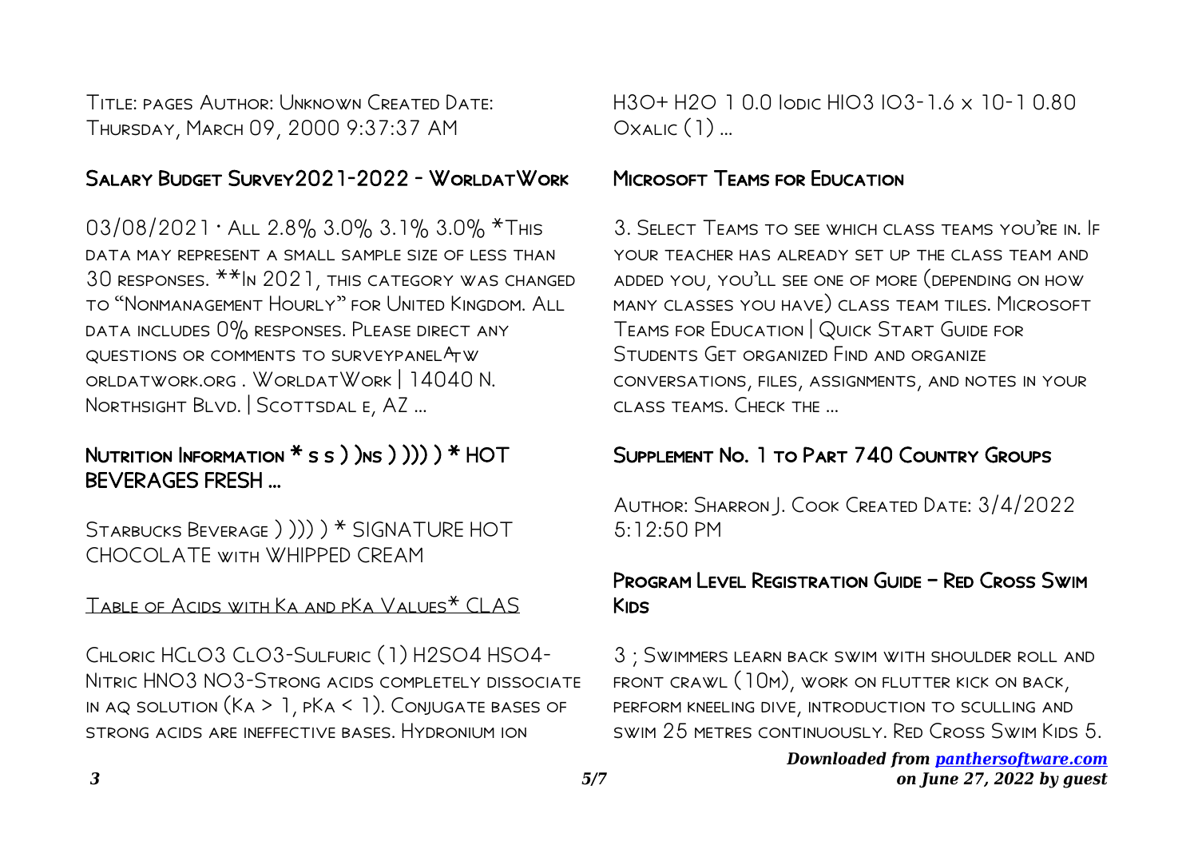Title: pages Author: Unknown Created Date: Thursday, March 09, 2000 9:37:37 AM

## Salary Budget Survey2021-2022 - WorldatWork

03/08/2021 · All 2.8% 3.0% 3.1% 3.0% *This data may represent a small sample size of less than 30 responses. **In 2021, this category was changed to "Nonmanagement Hourly" for United Kingdom. All data includes 0% responses. Please direct any questions or comments to surveypanel@worldatwork.org . WorldatWork | 14040 N. Northsight Blvd. | Scottsdal e, AZ …

## Nutrition Information * s s ) )ns ) ))) ) * HOT BEVERAGES FRESH …

Starbucks Beverage ) ))) ) * SIGNATURE HOT CHOCOLATE with WHIPPED CREAM

## Table of Acids with Ka and pKa Values* CLAS

Chloric HClO3 ClO3-Sulfuric (1) H2SO4 HSO4-Nitric HNO3 NO3-Strong acids completely dissociate in aq solution (Ka > 1, pKa < 1). Conjugate bases of strong acids are ineffective bases. Hydronium ion H3O+ H2O 1 0.0 Iodic HIO3 IO3-1.6 x 10-1 0.80 Oxalic (1) …

## Microsoft Teams for Education

3. Select Teams to see which class teams you're in. If your teacher has already set up the class team and added you, you'll see one of more (depending on how many classes you have) class team tiles. Microsoft Teams for Education | Quick Start Guide for Students Get organized Find and organize conversations, files, assignments, and notes in your class teams. Check the …

## Supplement No. 1 to Part 740 Country Groups

Author: Sharron J. Cook Created Date: 3/4/2022 5:12:50 PM

## Program Level Registration Guide – Red Cross Swim Kids

3 ; Swimmers learn back swim with shoulder roll and front crawl (10m), work on flutter kick on back, perform kneeling dive, introduction to sculling and swim 25 metres continuously. Red Cross Swim Kids 5.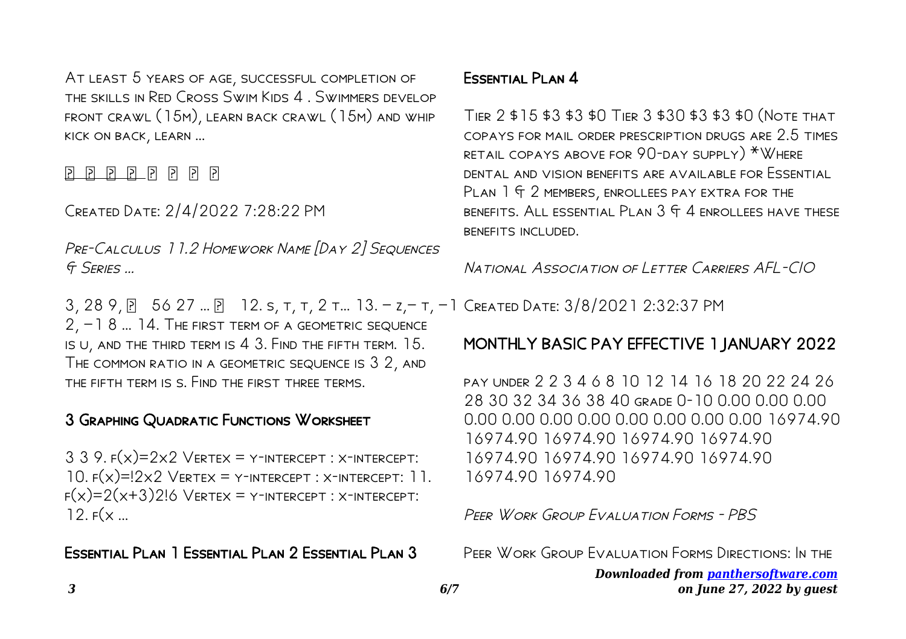At least 5 years of age, successful completion of the skills in Red Cross Swim Kids 4 . Swimmers develop front crawl (15m), learn back crawl (15m) and whip kick on back, learn ...

�� �� �� �� �� �� �� ��

Created Date: 2/4/2022 7:28:22 PM

*Pre-Calculus 11.2 Homework Name [Day 2] Sequences & Series ...*

3, 28 9, � 56 27 ... � 12. s, t, t, 2 t... 13. − z,− t, −1 2, −1 8 ... 14. The first term of a geometric sequence is u, and the third term is 4 3. Find the fifth term. 15. The common ratio in a geometric sequence is 3 2, and the fifth term is s. Find the first three terms.

### 3 Graphing Quadratic Functions Worksheet

3 3 9. f(x)=2x2 Vertex = y-intercept : x-intercept: 10. f(x)=!2x2 Vertex = y-intercept : x-intercept: 11. f(x)=2(x+3)2!6 Vertex = y-intercept : x-intercept: 12. f(x ...

### Essential Plan 1 Essential Plan 2 Essential Plan 3 Essential Plan 4

Tier 2 $15 $3 $3 $0 Tier 3 $30 $3 $3 $0 (Note that copays for mail order prescription drugs are 2.5 times retail copays above for 90-day supply) *Where dental and vision benefits are available for Essential Plan 1 & 2 members, enrollees pay extra for the benefits. All essential Plan 3 & 4 enrollees have these benefits included.

*National Association of Letter Carriers AFL-CIO*

Created Date: 3/8/2021 2:32:37 PM

### MONTHLY BASIC PAY EFFECTIVE 1 JANUARY 2022

pay under 2 2 3 4 6 8 10 12 14 16 18 20 22 24 26 28 30 32 34 36 38 40 grade 0-10 0.00 0.00 0.00 0.00 0.00 0.00 0.00 0.00 0.00 0.00 0.00 16974.90 16974.90 16974.90 16974.90 16974.90 16974.90 16974.90 16974.90 16974.90 16974.90 16974.90

*Peer Work Group Evaluation Forms - PBS*

Peer Work Group Evaluation Forms Directions: In the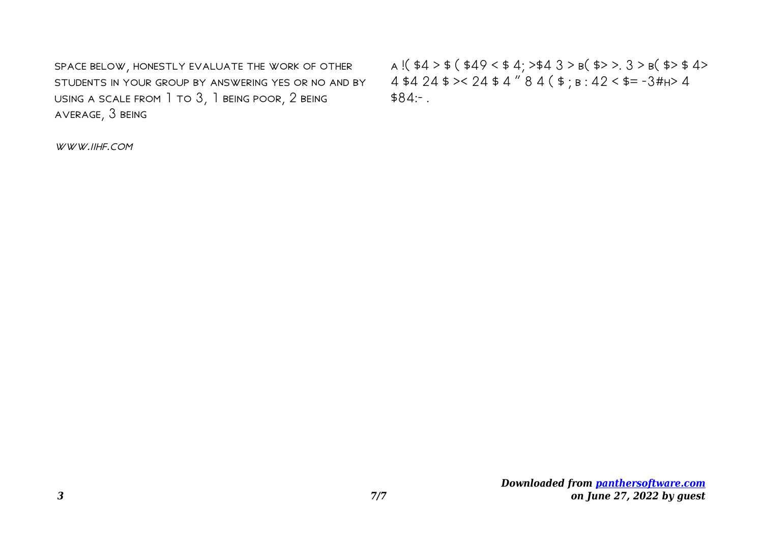space below, honestly evaluate the work of other students in your group by answering yes or no and by using a scale from 1 to 3, 1 being poor, 2 being average, 3 being

*www.iihf.com*

a !( $4 > $ ( $49 < $ 4; >$4 3 > b( $> >. 3 > b( $> $ 4> 4 $4 24 $ >< 24 $ 4 " 8 4 ( $ ; b : 42 < $= -3#h> 4 $84:- .